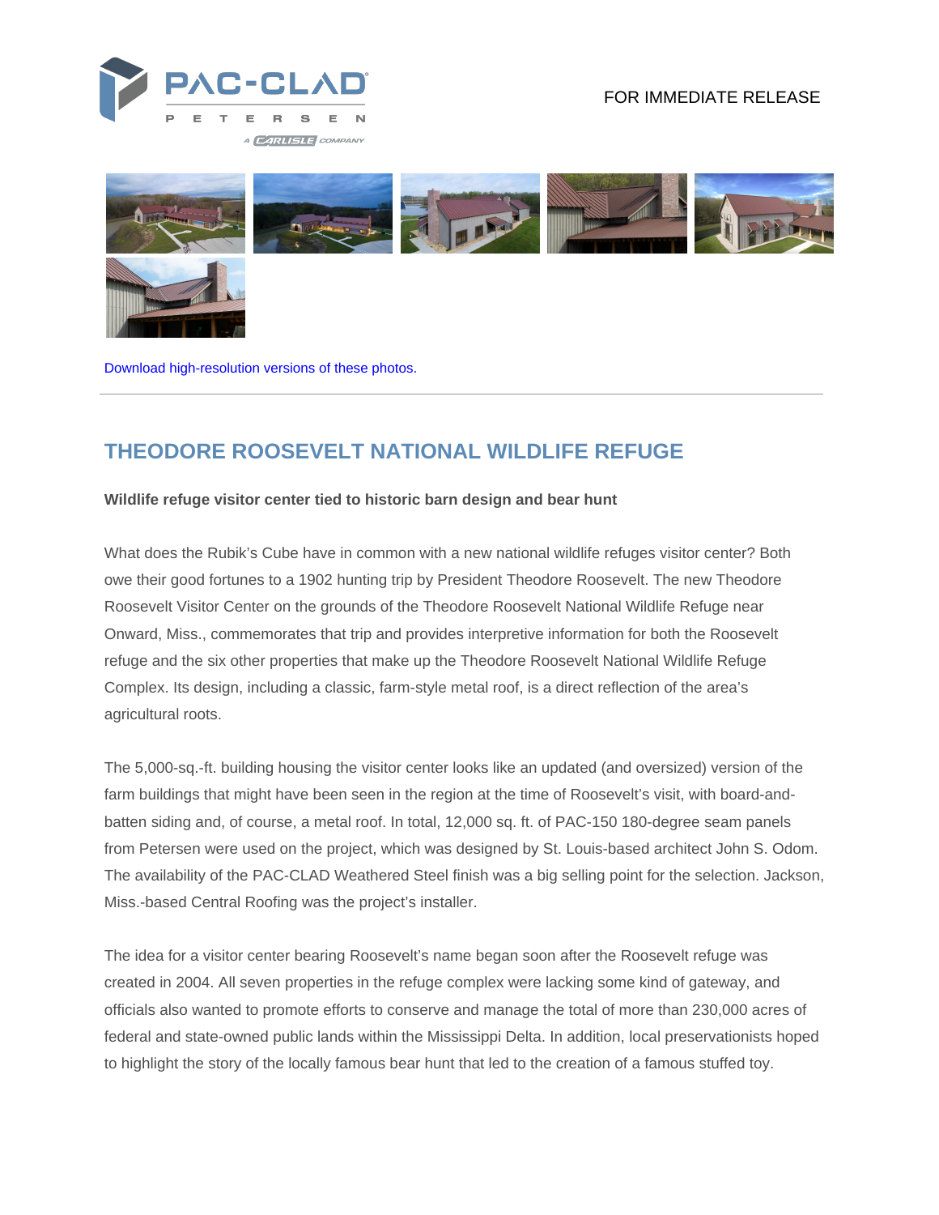FOR IMMEDIATE RELEASE

Download high-resolution versions of these photos.

---

## THEODORE ROOSEVELT NATIONAL WILDLIFE REFUGE

**Wildlife refuge visitor center tied to historic barn design and bear hunt**

What does the Rubik's Cube have in common with a new national wildlife refuges visitor center? Both owe their good fortunes to a 1902 hunting trip by President Theodore Roosevelt. The new Theodore Roosevelt Visitor Center on the grounds of the Theodore Roosevelt National Wildlife Refuge near Onward, Miss., commemorates that trip and provides interpretive information for both the Roosevelt refuge and the six other properties that make up the Theodore Roosevelt National Wildlife Refuge Complex. Its design, including a classic, farm-style metal roof, is a direct reflection of the area's agricultural roots.

The 5,000-sq.-ft. building housing the visitor center looks like an updated (and oversized) version of the farm buildings that might have been seen in the region at the time of Roosevelt's visit, with board-and-batten siding and, of course, a metal roof. In total, 12,000 sq. ft. of PAC-150 180-degree seam panels from Petersen were used on the project, which was designed by St. Louis-based architect John S. Odom. The availability of the PAC-CLAD Weathered Steel finish was a big selling point for the selection. Jackson, Miss.-based Central Roofing was the project's installer.

The idea for a visitor center bearing Roosevelt's name began soon after the Roosevelt refuge was created in 2004. All seven properties in the refuge complex were lacking some kind of gateway, and officials also wanted to promote efforts to conserve and manage the total of more than 230,000 acres of federal and state-owned public lands within the Mississippi Delta. In addition, local preservationists hoped to highlight the story of the locally famous bear hunt that led to the creation of a famous stuffed toy.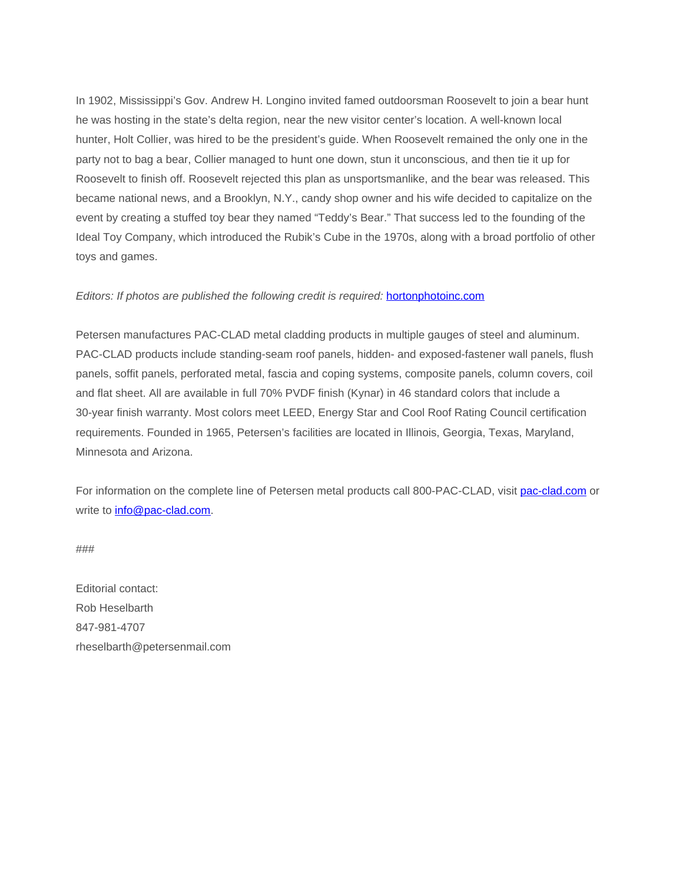In 1902, Mississippi's Gov. Andrew H. Longino invited famed outdoorsman Roosevelt to join a bear hunt he was hosting in the state's delta region, near the new visitor center's location. A well-known local hunter, Holt Collier, was hired to be the president's guide. When Roosevelt remained the only one in the party not to bag a bear, Collier managed to hunt one down, stun it unconscious, and then tie it up for Roosevelt to finish off. Roosevelt rejected this plan as unsportsmanlike, and the bear was released. This became national news, and a Brooklyn, N.Y., candy shop owner and his wife decided to capitalize on the event by creating a stuffed toy bear they named "Teddy's Bear." That success led to the founding of the Ideal Toy Company, which introduced the Rubik's Cube in the 1970s, along with a broad portfolio of other toys and games.

*Editors: If photos are published the following credit is required:* hortonphotoinc.com

Petersen manufactures PAC-CLAD metal cladding products in multiple gauges of steel and aluminum. PAC-CLAD products include standing-seam roof panels, hidden- and exposed-fastener wall panels, flush panels, soffit panels, perforated metal, fascia and coping systems, composite panels, column covers, coil and flat sheet. All are available in full 70% PVDF finish (Kynar) in 46 standard colors that include a 30-year finish warranty. Most colors meet LEED, Energy Star and Cool Roof Rating Council certification requirements. Founded in 1965, Petersen's facilities are located in Illinois, Georgia, Texas, Maryland, Minnesota and Arizona.

For information on the complete line of Petersen metal products call 800-PAC-CLAD, visit pac-clad.com or write to info@pac-clad.com.

###

Editorial contact:
Rob Heselbarth
847-981-4707
rheselbarth@petersenmail.com